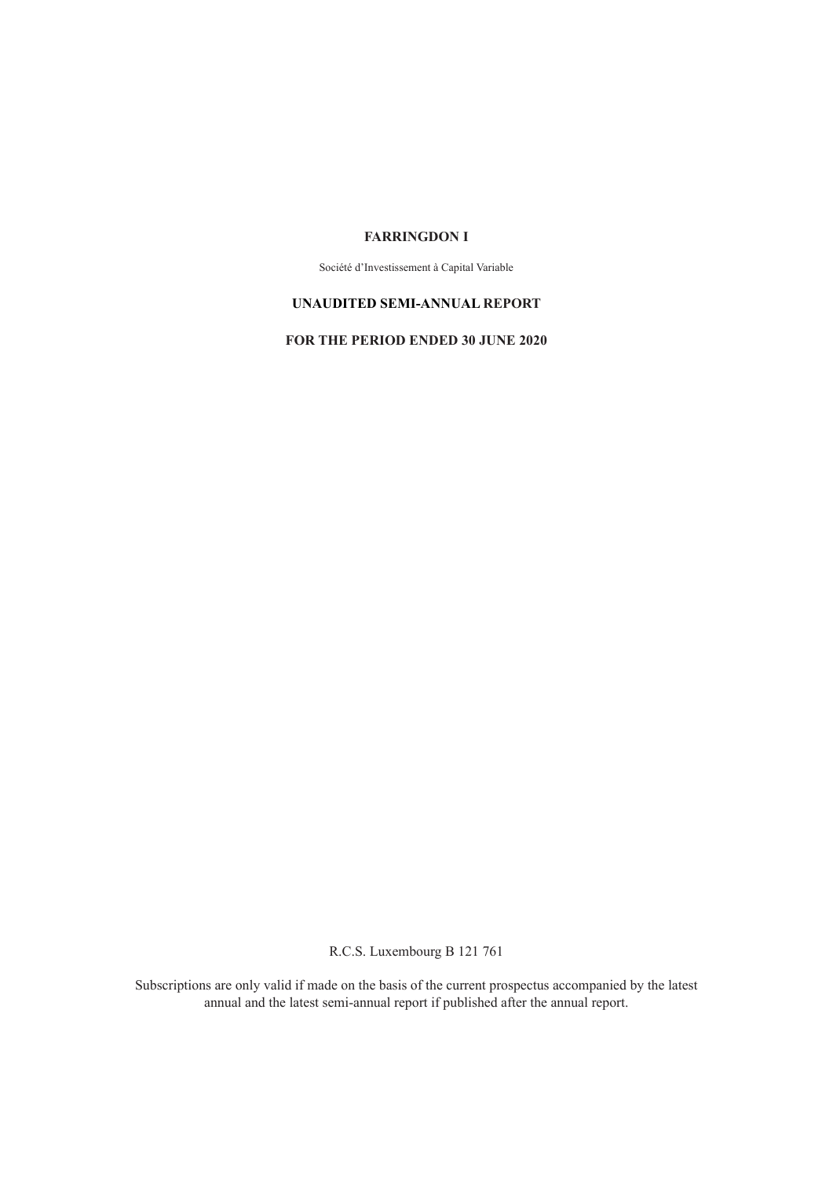# FARRINGDON I

Société d'Investissement à Capital Variable

## UNAUDITED SEMI-ANNUAL REPORT

## FOR THE PERIOD ENDED 30 JUNE 2020

R.C.S. Luxembourg B 121 761

Subscriptions are only valid if made on the basis of the current prospectus accompanied by the latest annual and the latest semi-annual report if published after the annual report.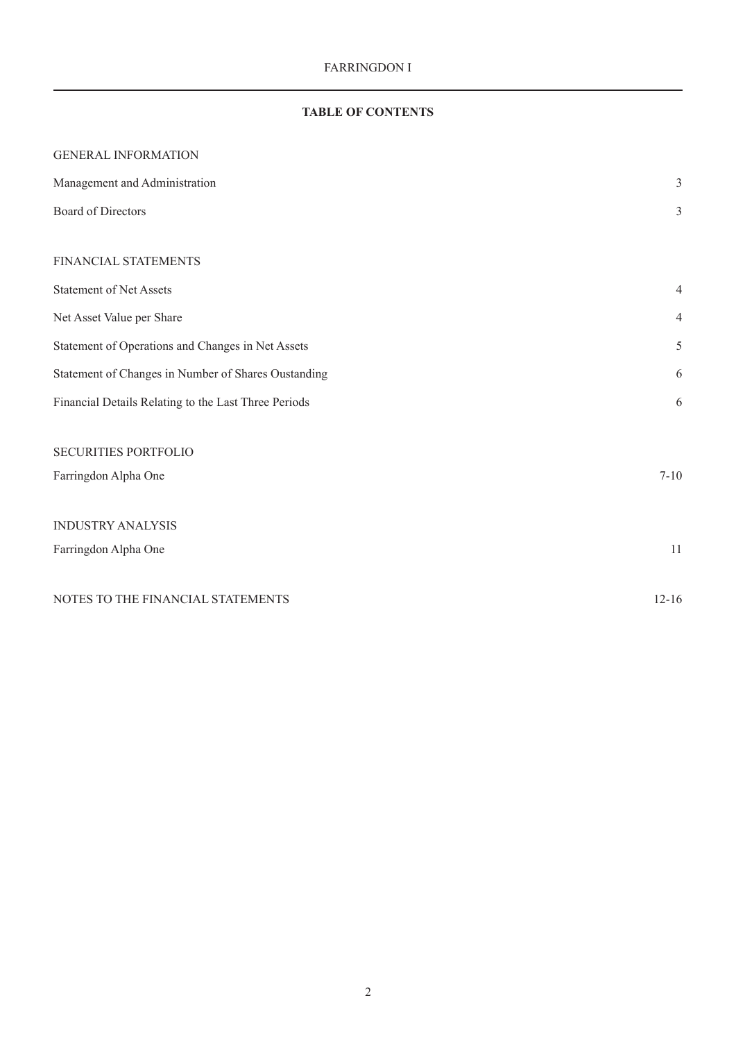# TABLE OF CONTENTS

| | |
|---|---|
| GENERAL INFORMATION | |
| Management and Administration | 3 |
| Board of Directors | 3 |
| | |
| FINANCIAL STATEMENTS | |
| Statement of Net Assets | 4 |
| Net Asset Value per Share | 4 |
| Statement of Operations and Changes in Net Assets | 5 |
| Statement of Changes in Number of Shares Oustanding | 6 |
| Financial Details Relating to the Last Three Periods | 6 |
| | |
| SECURITIES PORTFOLIO | |
| Farringdon Alpha One | 7-10 |
| | |
| INDUSTRY ANALYSIS | |
| Farringdon Alpha One | 11 |
| | |
| NOTES TO THE FINANCIAL STATEMENTS | 12-16 |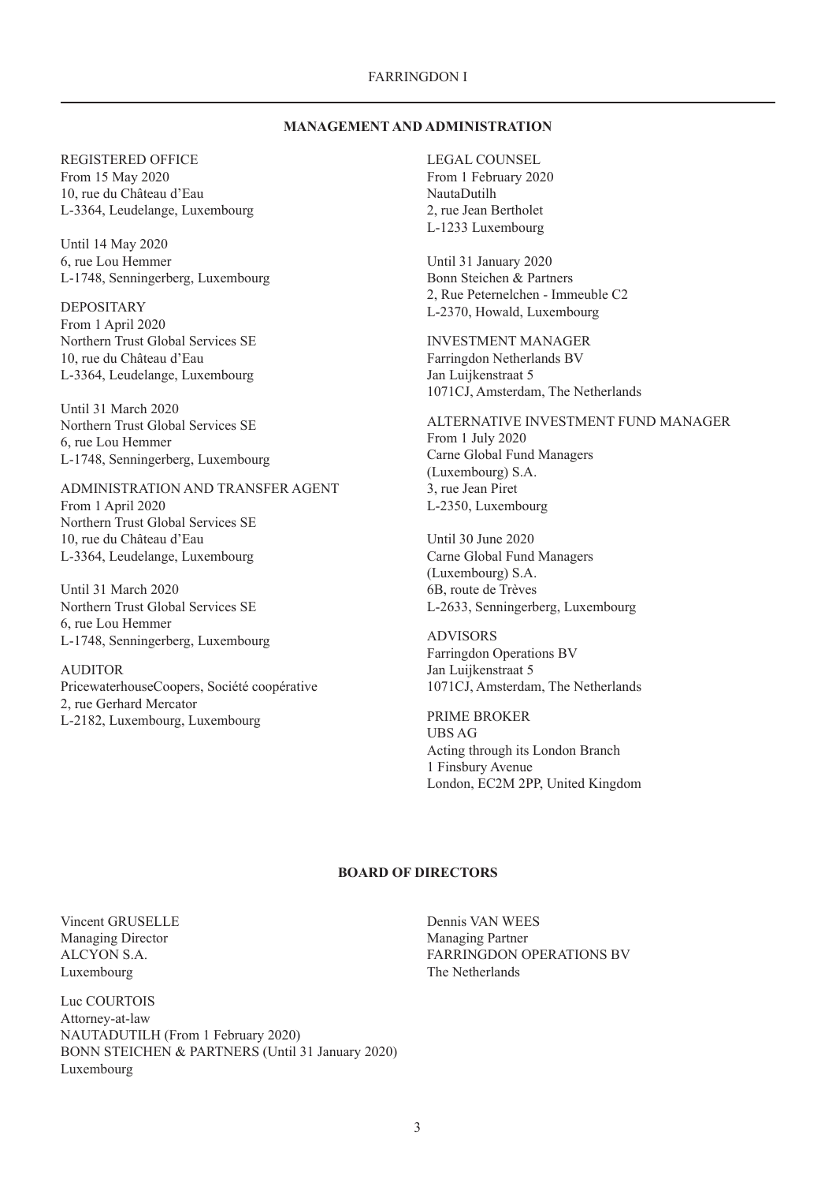## MANAGEMENT AND ADMINISTRATION

REGISTERED OFFICE
From 15 May 2020
10, rue du Château d'Eau
L-3364, Leudelange, Luxembourg

Until 14 May 2020
6, rue Lou Hemmer
L-1748, Senningerberg, Luxembourg

DEPOSITARY
From 1 April 2020
Northern Trust Global Services SE
10, rue du Château d'Eau
L-3364, Leudelange, Luxembourg

Until 31 March 2020
Northern Trust Global Services SE
6, rue Lou Hemmer
L-1748, Senningerberg, Luxembourg

ADMINISTRATION AND TRANSFER AGENT
From 1 April 2020
Northern Trust Global Services SE
10, rue du Château d'Eau
L-3364, Leudelange, Luxembourg

Until 31 March 2020
Northern Trust Global Services SE
6, rue Lou Hemmer
L-1748, Senningerberg, Luxembourg

AUDITOR
PricewaterhouseCoopers, Société coopérative
2, rue Gerhard Mercator
L-2182, Luxembourg, Luxembourg

LEGAL COUNSEL
From 1 February 2020
NautaDutilh
2, rue Jean Bertholet
L-1233 Luxembourg

Until 31 January 2020
Bonn Steichen & Partners
2, Rue Peternelchen - Immeuble C2
L-2370, Howald, Luxembourg

INVESTMENT MANAGER
Farringdon Netherlands BV
Jan Luijkenstraat 5
1071CJ, Amsterdam, The Netherlands

ALTERNATIVE INVESTMENT FUND MANAGER
From 1 July 2020
Carne Global Fund Managers (Luxembourg) S.A.
3, rue Jean Piret
L-2350, Luxembourg

Until 30 June 2020
Carne Global Fund Managers (Luxembourg) S.A.
6B, route de Trèves
L-2633, Senningerberg, Luxembourg

ADVISORS
Farringdon Operations BV
Jan Luijkenstraat 5
1071CJ, Amsterdam, The Netherlands

PRIME BROKER
UBS AG
Acting through its London Branch
1 Finsbury Avenue
London, EC2M 2PP, United Kingdom

## BOARD OF DIRECTORS

Vincent GRUSELLE
Managing Director
ALCYON S.A.
Luxembourg

Luc COURTOIS
Attorney-at-law
NAUTADUTILH (From 1 February 2020)
BONN STEICHEN & PARTNERS (Until 31 January 2020)
Luxembourg

Dennis VAN WEES
Managing Partner
FARRINGDON OPERATIONS BV
The Netherlands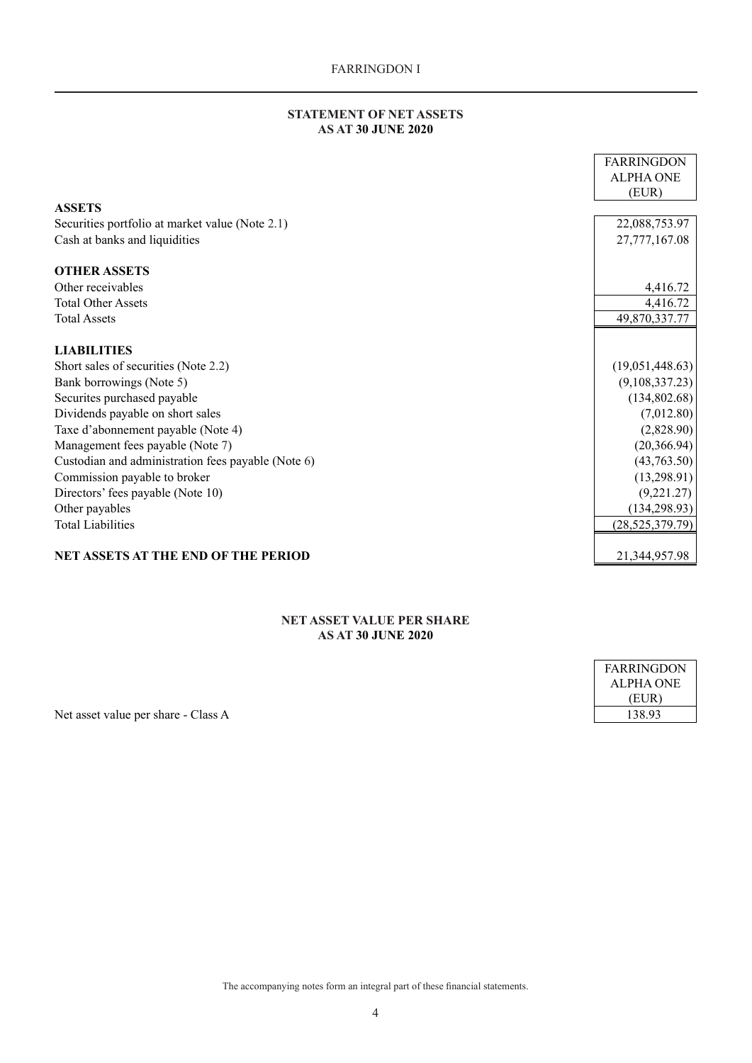## STATEMENT OF NET ASSETS
## AS AT 30 JUNE 2020

| | FARRINGDON ALPHA ONE (EUR) |
|---|---|
| **ASSETS** | |
| Securities portfolio at market value (Note 2.1) | 22,088,753.97 |
| Cash at banks and liquidities | 27,777,167.08 |
| | |
| **OTHER ASSETS** | |
| Other receivables | 4,416.72 |
| Total Other Assets | 4,416.72 |
| Total Assets | 49,870,337.77 |
| | |
| **LIABILITIES** | |
| Short sales of securities (Note 2.2) | (19,051,448.63) |
| Bank borrowings (Note 5) | (9,108,337.23) |
| Securites purchased payable | (134,802.68) |
| Dividends payable on short sales | (7,012.80) |
| Taxe d'abonnement payable (Note 4) | (2,828.90) |
| Management fees payable (Note 7) | (20,366.94) |
| Custodian and administration fees payable (Note 6) | (43,763.50) |
| Commission payable to broker | (13,298.91) |
| Directors' fees payable (Note 10) | (9,221.27) |
| Other payables | (134,298.93) |
| Total Liabilities | (28,525,379.79) |
| | |
| **NET ASSETS AT THE END OF THE PERIOD** | 21,344,957.98 |

## NET ASSET VALUE PER SHARE
## AS AT 30 JUNE 2020

| | FARRINGDON ALPHA ONE (EUR) |
|---|---|
| Net asset value per share - Class A | 138.93 |

The accompanying notes form an integral part of these financial statements.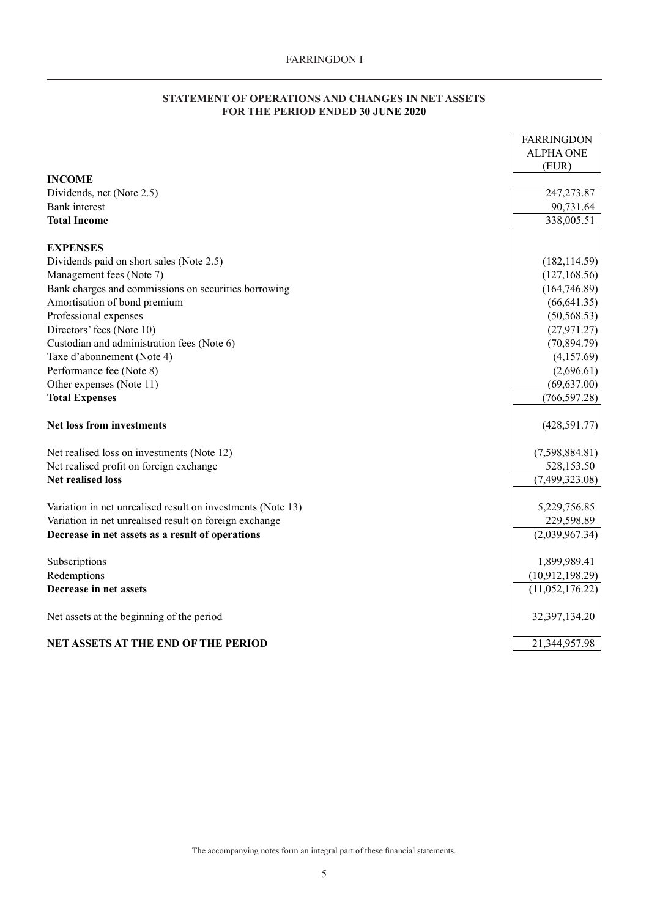## STATEMENT OF OPERATIONS AND CHANGES IN NET ASSETS FOR THE PERIOD ENDED 30 JUNE 2020

| | FARRINGDON ALPHA ONE (EUR) |
|---|---|
| **INCOME** | |
| Dividends, net (Note 2.5) | 247,273.87 |
| Bank interest | 90,731.64 |
| **Total Income** | 338,005.51 |
| | |
| **EXPENSES** | |
| Dividends paid on short sales (Note 2.5) | (182,114.59) |
| Management fees (Note 7) | (127,168.56) |
| Bank charges and commissions on securities borrowing | (164,746.89) |
| Amortisation of bond premium | (66,641.35) |
| Professional expenses | (50,568.53) |
| Directors' fees (Note 10) | (27,971.27) |
| Custodian and administration fees (Note 6) | (70,894.79) |
| Taxe d'abonnement (Note 4) | (4,157.69) |
| Performance fee (Note 8) | (2,696.61) |
| Other expenses (Note 11) | (69,637.00) |
| **Total Expenses** | (766,597.28) |
| | |
| **Net loss from investments** | (428,591.77) |
| | |
| Net realised loss on investments (Note 12) | (7,598,884.81) |
| Net realised profit on foreign exchange | 528,153.50 |
| **Net realised loss** | (7,499,323.08) |
| | |
| Variation in net unrealised result on investments (Note 13) | 5,229,756.85 |
| Variation in net unrealised result on foreign exchange | 229,598.89 |
| **Decrease in net assets as a result of operations** | (2,039,967.34) |
| | |
| Subscriptions | 1,899,989.41 |
| Redemptions | (10,912,198.29) |
| **Decrease in net assets** | (11,052,176.22) |
| | |
| Net assets at the beginning of the period | 32,397,134.20 |
| | |
| **NET ASSETS AT THE END OF THE PERIOD** | 21,344,957.98 |

The accompanying notes form an integral part of these financial statements.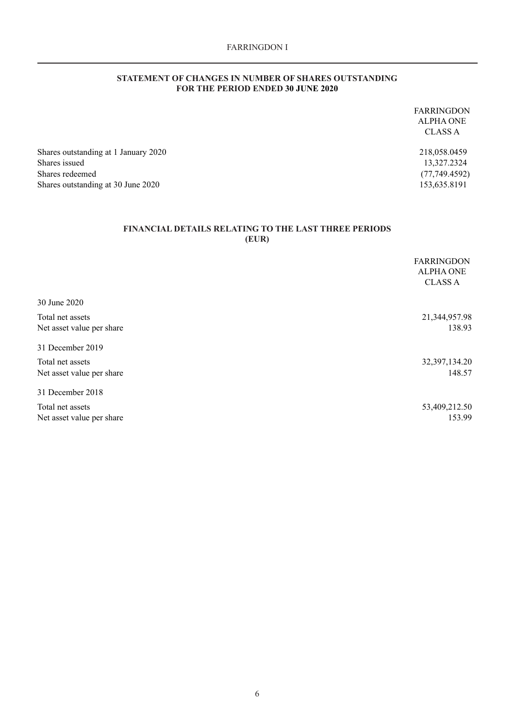## STATEMENT OF CHANGES IN NUMBER OF SHARES OUTSTANDING FOR THE PERIOD ENDED 30 JUNE 2020

| | FARRINGDON ALPHA ONE CLASS A |
|---|---|
| Shares outstanding at 1 January 2020 | 218,058.0459 |
| Shares issued | 13,327.2324 |
| Shares redeemed | (77,749.4592) |
| Shares outstanding at 30 June 2020 | 153,635.8191 |

## FINANCIAL DETAILS RELATING TO THE LAST THREE PERIODS (EUR)

| | FARRINGDON ALPHA ONE CLASS A |
|---|---|
| **30 June 2020** | |
| Total net assets | 21,344,957.98 |
| Net asset value per share | 138.93 |
| **31 December 2019** | |
| Total net assets | 32,397,134.20 |
| Net asset value per share | 148.57 |
| **31 December 2018** | |
| Total net assets | 53,409,212.50 |
| Net asset value per share | 153.99 |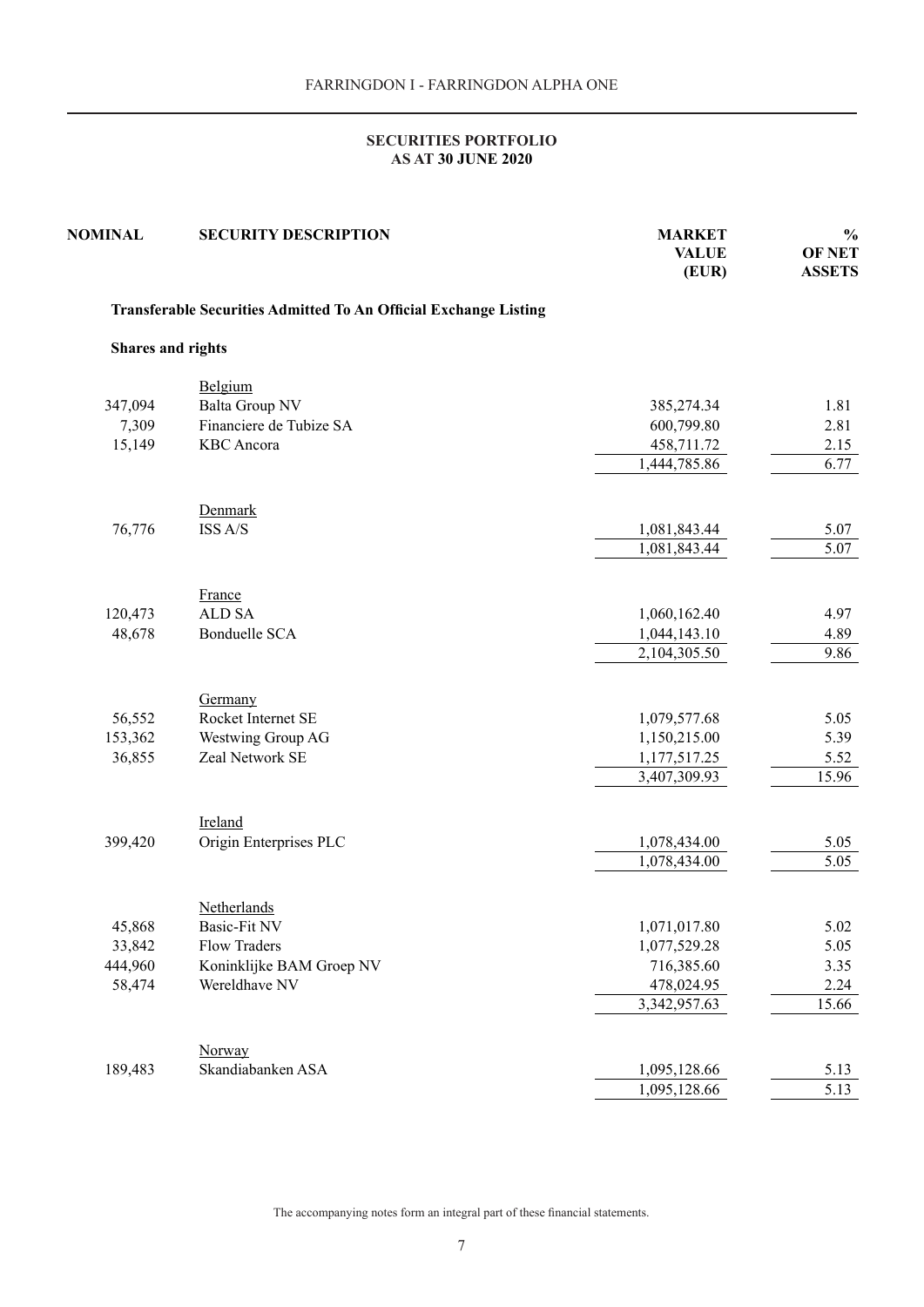# SECURITIES PORTFOLIO
## AS AT 30 JUNE 2020

| NOMINAL | SECURITY DESCRIPTION | MARKET VALUE (EUR) | % OF NET ASSETS |
|---|---|---|---|
| | **Transferable Securities Admitted To An Official Exchange Listing** | | |
| | **Shares and rights** | | |
| | Belgium | | |
| 347,094 | Balta Group NV | 385,274.34 | 1.81 |
| 7,309 | Financiere de Tubize SA | 600,799.80 | 2.81 |
| 15,149 | KBC Ancora | 458,711.72 | 2.15 |
| | | 1,444,785.86 | 6.77 |
| | Denmark | | |
| 76,776 | ISS A/S | 1,081,843.44 | 5.07 |
| | | 1,081,843.44 | 5.07 |
| | France | | |
| 120,473 | ALD SA | 1,060,162.40 | 4.97 |
| 48,678 | Bonduelle SCA | 1,044,143.10 | 4.89 |
| | | 2,104,305.50 | 9.86 |
| | Germany | | |
| 56,552 | Rocket Internet SE | 1,079,577.68 | 5.05 |
| 153,362 | Westwing Group AG | 1,150,215.00 | 5.39 |
| 36,855 | Zeal Network SE | 1,177,517.25 | 5.52 |
| | | 3,407,309.93 | 15.96 |
| | Ireland | | |
| 399,420 | Origin Enterprises PLC | 1,078,434.00 | 5.05 |
| | | 1,078,434.00 | 5.05 |
| | Netherlands | | |
| 45,868 | Basic-Fit NV | 1,071,017.80 | 5.02 |
| 33,842 | Flow Traders | 1,077,529.28 | 5.05 |
| 444,960 | Koninklijke BAM Groep NV | 716,385.60 | 3.35 |
| 58,474 | Wereldhave NV | 478,024.95 | 2.24 |
| | | 3,342,957.63 | 15.66 |
| | Norway | | |
| 189,483 | Skandiabanken ASA | 1,095,128.66 | 5.13 |
| | | 1,095,128.66 | 5.13 |

The accompanying notes form an integral part of these financial statements.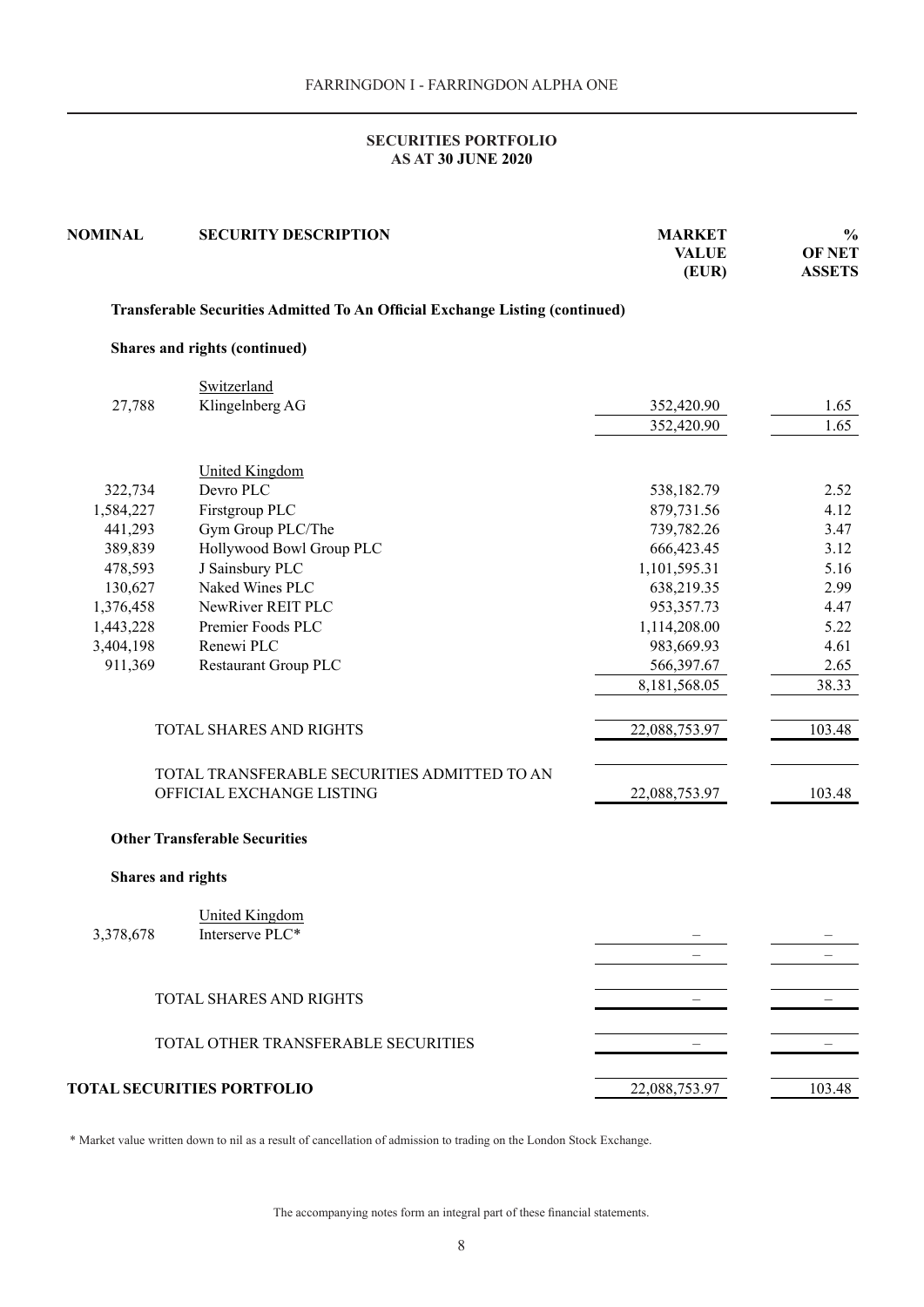## SECURITIES PORTFOLIO
## AS AT 30 JUNE 2020

| NOMINAL | SECURITY DESCRIPTION | MARKET VALUE (EUR) | % OF NET ASSETS |
|---|---|---|---|
| | **Transferable Securities Admitted To An Official Exchange Listing (continued)** | | |
| | **Shares and rights (continued)** | | |
| | Switzerland | | |
| 27,788 | Klingelnberg AG | 352,420.90 | 1.65 |
| | | 352,420.90 | 1.65 |
| | United Kingdom | | |
| 322,734 | Devro PLC | 538,182.79 | 2.52 |
| 1,584,227 | Firstgroup PLC | 879,731.56 | 4.12 |
| 441,293 | Gym Group PLC/The | 739,782.26 | 3.47 |
| 389,839 | Hollywood Bowl Group PLC | 666,423.45 | 3.12 |
| 478,593 | J Sainsbury PLC | 1,101,595.31 | 5.16 |
| 130,627 | Naked Wines PLC | 638,219.35 | 2.99 |
| 1,376,458 | NewRiver REIT PLC | 953,357.73 | 4.47 |
| 1,443,228 | Premier Foods PLC | 1,114,208.00 | 5.22 |
| 3,404,198 | Renewi PLC | 983,669.93 | 4.61 |
| 911,369 | Restaurant Group PLC | 566,397.67 | 2.65 |
| | | 8,181,568.05 | 38.33 |
| | TOTAL SHARES AND RIGHTS | 22,088,753.97 | 103.48 |
| | TOTAL TRANSFERABLE SECURITIES ADMITTED TO AN OFFICIAL EXCHANGE LISTING | 22,088,753.97 | 103.48 |
| | **Other Transferable Securities** | | |
| | **Shares and rights** | | |
| | United Kingdom | | |
| 3,378,678 | Interserve PLC* | – | – |
| | | – | – |
| | TOTAL SHARES AND RIGHTS | – | – |
| | TOTAL OTHER TRANSFERABLE SECURITIES | – | – |
| **TOTAL SECURITIES PORTFOLIO** | | 22,088,753.97 | 103.48 |

\* Market value written down to nil as a result of cancellation of admission to trading on the London Stock Exchange.

The accompanying notes form an integral part of these financial statements.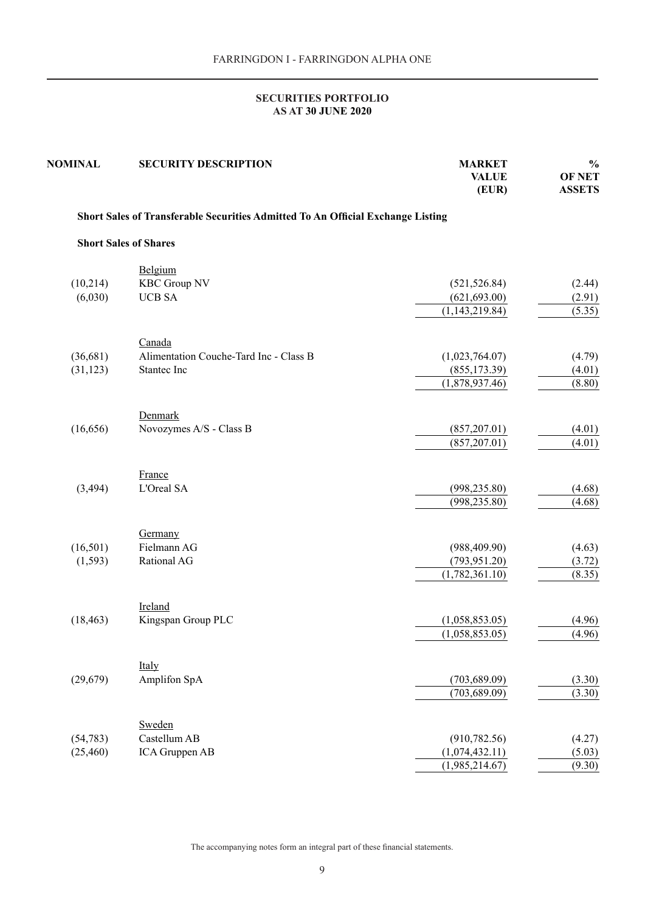## SECURITIES PORTFOLIO
## AS AT 30 JUNE 2020

| NOMINAL | SECURITY DESCRIPTION | MARKET VALUE (EUR) | % OF NET ASSETS |
|---|---|---|---|
| | **Short Sales of Transferable Securities Admitted To An Official Exchange Listing** | | |
| | **Short Sales of Shares** | | |
| | Belgium | | |
| (10,214) | KBC Group NV | (521,526.84) | (2.44) |
| (6,030) | UCB SA | (621,693.00) | (2.91) |
| | | (1,143,219.84) | (5.35) |
| | Canada | | |
| (36,681) | Alimentation Couche-Tard Inc - Class B | (1,023,764.07) | (4.79) |
| (31,123) | Stantec Inc | (855,173.39) | (4.01) |
| | | (1,878,937.46) | (8.80) |
| | Denmark | | |
| (16,656) | Novozymes A/S - Class B | (857,207.01) | (4.01) |
| | | (857,207.01) | (4.01) |
| | France | | |
| (3,494) | L'Oreal SA | (998,235.80) | (4.68) |
| | | (998,235.80) | (4.68) |
| | Germany | | |
| (16,501) | Fielmann AG | (988,409.90) | (4.63) |
| (1,593) | Rational AG | (793,951.20) | (3.72) |
| | | (1,782,361.10) | (8.35) |
| | Ireland | | |
| (18,463) | Kingspan Group PLC | (1,058,853.05) | (4.96) |
| | | (1,058,853.05) | (4.96) |
| | Italy | | |
| (29,679) | Amplifon SpA | (703,689.09) | (3.30) |
| | | (703,689.09) | (3.30) |
| | Sweden | | |
| (54,783) | Castellum AB | (910,782.56) | (4.27) |
| (25,460) | ICA Gruppen AB | (1,074,432.11) | (5.03) |
| | | (1,985,214.67) | (9.30) |

The accompanying notes form an integral part of these financial statements.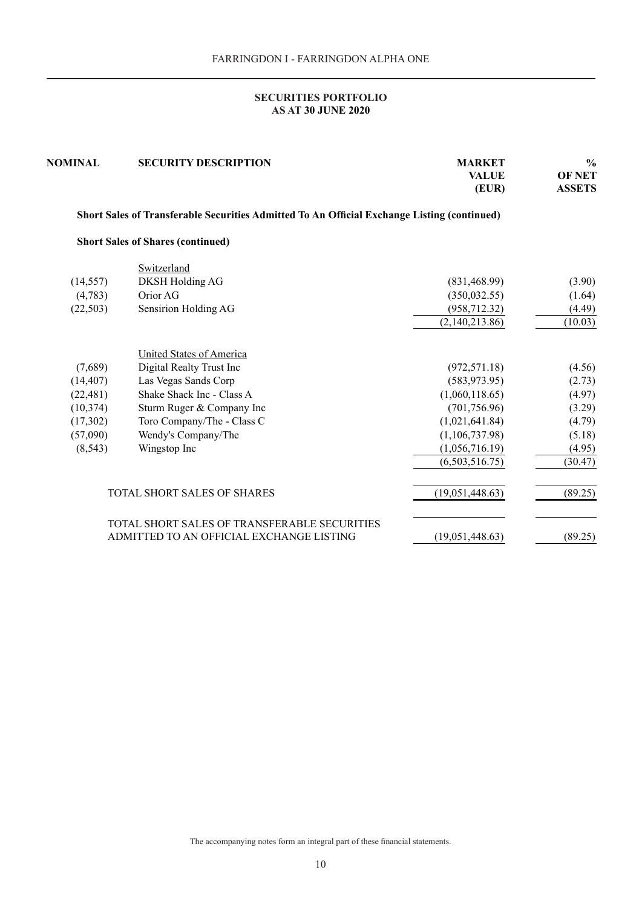## SECURITIES PORTFOLIO
## AS AT 30 JUNE 2020

| NOMINAL | SECURITY DESCRIPTION | MARKET VALUE (EUR) | % OF NET ASSETS |
|---|---|---|---|
| | **Short Sales of Transferable Securities Admitted To An Official Exchange Listing (continued)** | | |
| | **Short Sales of Shares (continued)** | | |
| | Switzerland | | |
| (14,557) | DKSH Holding AG | (831,468.99) | (3.90) |
| (4,783) | Orior AG | (350,032.55) | (1.64) |
| (22,503) | Sensirion Holding AG | (958,712.32) | (4.49) |
| | | (2,140,213.86) | (10.03) |
| | United States of America | | |
| (7,689) | Digital Realty Trust Inc | (972,571.18) | (4.56) |
| (14,407) | Las Vegas Sands Corp | (583,973.95) | (2.73) |
| (22,481) | Shake Shack Inc - Class A | (1,060,118.65) | (4.97) |
| (10,374) | Sturm Ruger & Company Inc | (701,756.96) | (3.29) |
| (17,302) | Toro Company/The - Class C | (1,021,641.84) | (4.79) |
| (57,090) | Wendy's Company/The | (1,106,737.98) | (5.18) |
| (8,543) | Wingstop Inc | (1,056,716.19) | (4.95) |
| | | (6,503,516.75) | (30.47) |
| | TOTAL SHORT SALES OF SHARES | (19,051,448.63) | (89.25) |
| | TOTAL SHORT SALES OF TRANSFERABLE SECURITIES ADMITTED TO AN OFFICIAL EXCHANGE LISTING | (19,051,448.63) | (89.25) |

The accompanying notes form an integral part of these financial statements.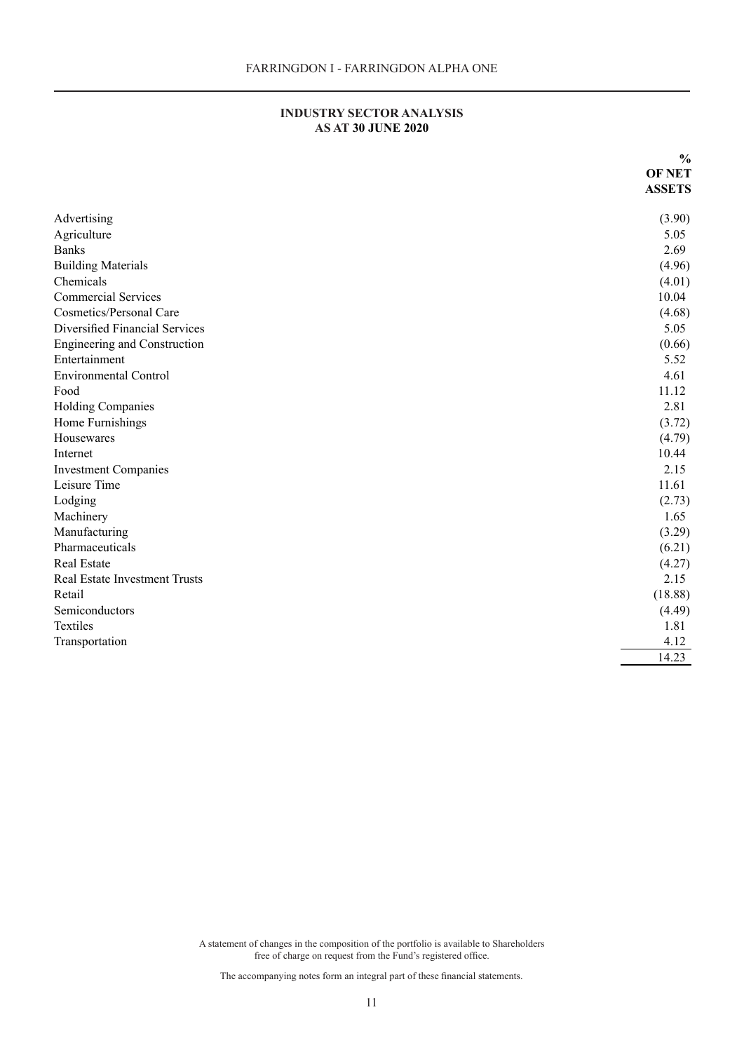## INDUSTRY SECTOR ANALYSIS
## AS AT 30 JUNE 2020

| | % OF NET ASSETS |
|---|---|
| Advertising | (3.90) |
| Agriculture | 5.05 |
| Banks | 2.69 |
| Building Materials | (4.96) |
| Chemicals | (4.01) |
| Commercial Services | 10.04 |
| Cosmetics/Personal Care | (4.68) |
| Diversified Financial Services | 5.05 |
| Engineering and Construction | (0.66) |
| Entertainment | 5.52 |
| Environmental Control | 4.61 |
| Food | 11.12 |
| Holding Companies | 2.81 |
| Home Furnishings | (3.72) |
| Housewares | (4.79) |
| Internet | 10.44 |
| Investment Companies | 2.15 |
| Leisure Time | 11.61 |
| Lodging | (2.73) |
| Machinery | 1.65 |
| Manufacturing | (3.29) |
| Pharmaceuticals | (6.21) |
| Real Estate | (4.27) |
| Real Estate Investment Trusts | 2.15 |
| Retail | (18.88) |
| Semiconductors | (4.49) |
| Textiles | 1.81 |
| Transportation | 4.12 |
| | 14.23 |

A statement of changes in the composition of the portfolio is available to Shareholders free of charge on request from the Fund's registered office.

The accompanying notes form an integral part of these financial statements.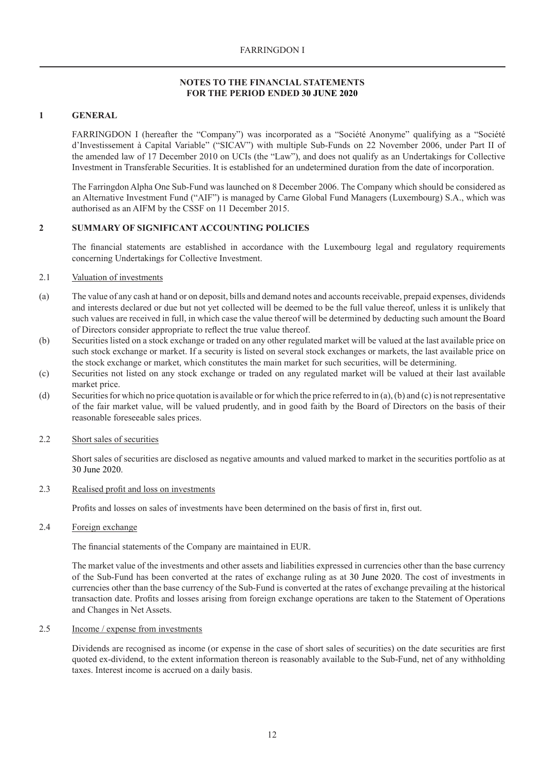## NOTES TO THE FINANCIAL STATEMENTS
## FOR THE PERIOD ENDED 30 JUNE 2020

### 1 GENERAL

FARRINGDON I (hereafter the "Company") was incorporated as a "Société Anonyme" qualifying as a "Société d'Investissement à Capital Variable" ("SICAV") with multiple Sub-Funds on 22 November 2006, under Part II of the amended law of 17 December 2010 on UCIs (the "Law"), and does not qualify as an Undertakings for Collective Investment in Transferable Securities. It is established for an undetermined duration from the date of incorporation.

The Farringdon Alpha One Sub-Fund was launched on 8 December 2006. The Company which should be considered as an Alternative Investment Fund ("AIF") is managed by Carne Global Fund Managers (Luxembourg) S.A., which was authorised as an AIFM by the CSSF on 11 December 2015.

### 2 SUMMARY OF SIGNIFICANT ACCOUNTING POLICIES

The financial statements are established in accordance with the Luxembourg legal and regulatory requirements concerning Undertakings for Collective Investment.

#### 2.1 Valuation of investments

(a) The value of any cash at hand or on deposit, bills and demand notes and accounts receivable, prepaid expenses, dividends and interests declared or due but not yet collected will be deemed to be the full value thereof, unless it is unlikely that such values are received in full, in which case the value thereof will be determined by deducting such amount the Board of Directors consider appropriate to reflect the true value thereof.

(b) Securities listed on a stock exchange or traded on any other regulated market will be valued at the last available price on such stock exchange or market. If a security is listed on several stock exchanges or markets, the last available price on the stock exchange or market, which constitutes the main market for such securities, will be determining.

(c) Securities not listed on any stock exchange or traded on any regulated market will be valued at their last available market price.

(d) Securities for which no price quotation is available or for which the price referred to in (a), (b) and (c) is not representative of the fair market value, will be valued prudently, and in good faith by the Board of Directors on the basis of their reasonable foreseeable sales prices.

#### 2.2 Short sales of securities

Short sales of securities are disclosed as negative amounts and valued marked to market in the securities portfolio as at 30 June 2020.

#### 2.3 Realised profit and loss on investments

Profits and losses on sales of investments have been determined on the basis of first in, first out.

#### 2.4 Foreign exchange

The financial statements of the Company are maintained in EUR.

The market value of the investments and other assets and liabilities expressed in currencies other than the base currency of the Sub-Fund has been converted at the rates of exchange ruling as at 30 June 2020. The cost of investments in currencies other than the base currency of the Sub-Fund is converted at the rates of exchange prevailing at the historical transaction date. Profits and losses arising from foreign exchange operations are taken to the Statement of Operations and Changes in Net Assets.

#### 2.5 Income / expense from investments

Dividends are recognised as income (or expense in the case of short sales of securities) on the date securities are first quoted ex-dividend, to the extent information thereon is reasonably available to the Sub-Fund, net of any withholding taxes. Interest income is accrued on a daily basis.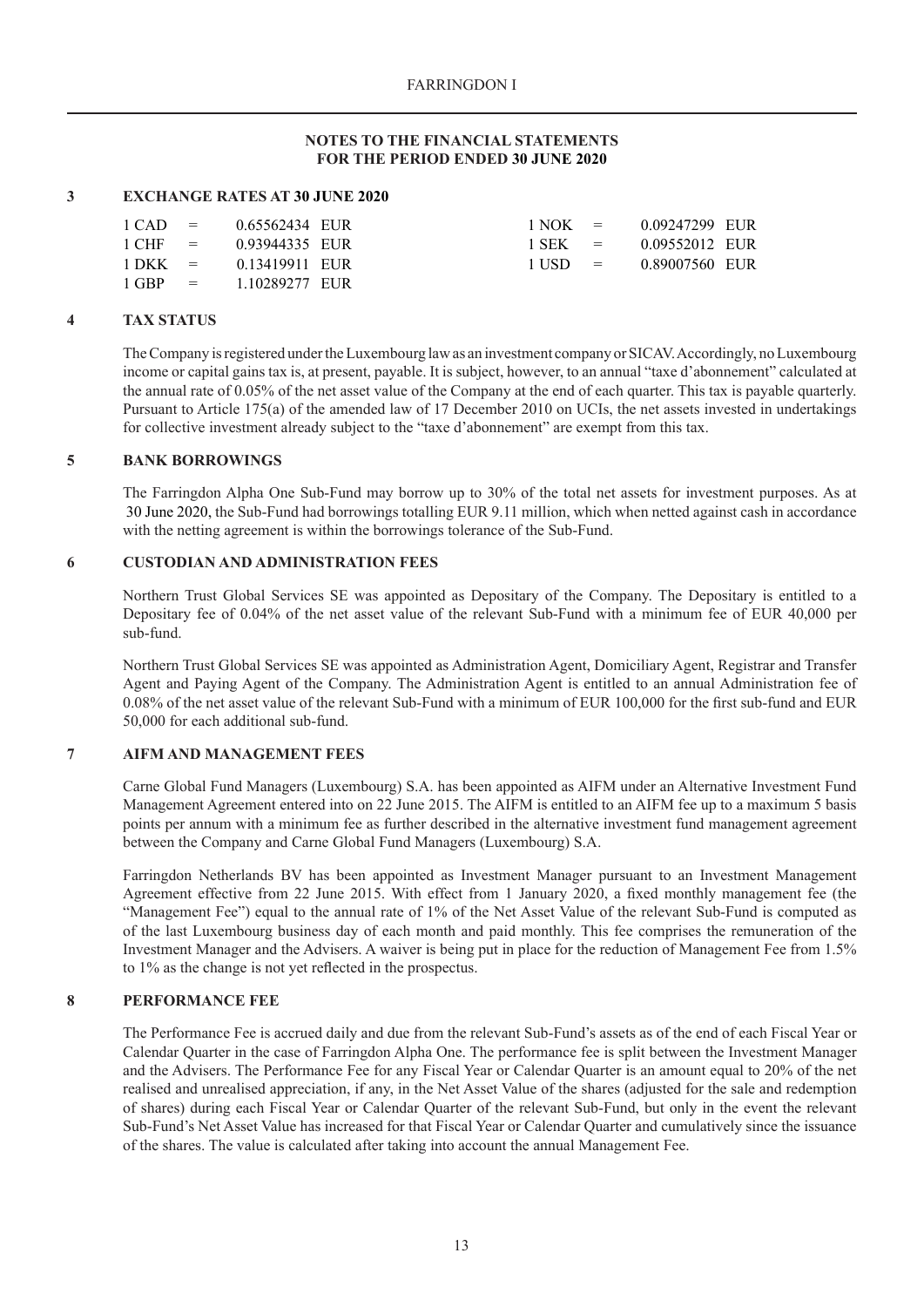## NOTES TO THE FINANCIAL STATEMENTS FOR THE PERIOD ENDED 30 JUNE 2020

### 3 EXCHANGE RATES AT 30 JUNE 2020

| | | | | | | | |
|---|---|---|---|---|---|---|---|
| 1 CAD | = | 0.65562434 | EUR | 1 NOK | = | 0.09247299 | EUR |
| 1 CHF | = | 0.93944335 | EUR | 1 SEK | = | 0.09552012 | EUR |
| 1 DKK | = | 0.13419911 | EUR | 1 USD | = | 0.89007560 | EUR |
| 1 GBP | = | 1.10289277 | EUR | | | | |

### 4 TAX STATUS

The Company is registered under the Luxembourg law as an investment company or SICAV. Accordingly, no Luxembourg income or capital gains tax is, at present, payable. It is subject, however, to an annual "taxe d'abonnement" calculated at the annual rate of 0.05% of the net asset value of the Company at the end of each quarter. This tax is payable quarterly. Pursuant to Article 175(a) of the amended law of 17 December 2010 on UCIs, the net assets invested in undertakings for collective investment already subject to the "taxe d'abonnement" are exempt from this tax.

### 5 BANK BORROWINGS

The Farringdon Alpha One Sub-Fund may borrow up to 30% of the total net assets for investment purposes. As at 30 June 2020, the Sub-Fund had borrowings totalling EUR 9.11 million, which when netted against cash in accordance with the netting agreement is within the borrowings tolerance of the Sub-Fund.

### 6 CUSTODIAN AND ADMINISTRATION FEES

Northern Trust Global Services SE was appointed as Depositary of the Company. The Depositary is entitled to a Depositary fee of 0.04% of the net asset value of the relevant Sub-Fund with a minimum fee of EUR 40,000 per sub-fund.

Northern Trust Global Services SE was appointed as Administration Agent, Domiciliary Agent, Registrar and Transfer Agent and Paying Agent of the Company. The Administration Agent is entitled to an annual Administration fee of 0.08% of the net asset value of the relevant Sub-Fund with a minimum of EUR 100,000 for the first sub-fund and EUR 50,000 for each additional sub-fund.

### 7 AIFM AND MANAGEMENT FEES

Carne Global Fund Managers (Luxembourg) S.A. has been appointed as AIFM under an Alternative Investment Fund Management Agreement entered into on 22 June 2015. The AIFM is entitled to an AIFM fee up to a maximum 5 basis points per annum with a minimum fee as further described in the alternative investment fund management agreement between the Company and Carne Global Fund Managers (Luxembourg) S.A.

Farringdon Netherlands BV has been appointed as Investment Manager pursuant to an Investment Management Agreement effective from 22 June 2015. With effect from 1 January 2020, a fixed monthly management fee (the "Management Fee") equal to the annual rate of 1% of the Net Asset Value of the relevant Sub-Fund is computed as of the last Luxembourg business day of each month and paid monthly. This fee comprises the remuneration of the Investment Manager and the Advisers. A waiver is being put in place for the reduction of Management Fee from 1.5% to 1% as the change is not yet reflected in the prospectus.

### 8 PERFORMANCE FEE

The Performance Fee is accrued daily and due from the relevant Sub-Fund's assets as of the end of each Fiscal Year or Calendar Quarter in the case of Farringdon Alpha One. The performance fee is split between the Investment Manager and the Advisers. The Performance Fee for any Fiscal Year or Calendar Quarter is an amount equal to 20% of the net realised and unrealised appreciation, if any, in the Net Asset Value of the shares (adjusted for the sale and redemption of shares) during each Fiscal Year or Calendar Quarter of the relevant Sub-Fund, but only in the event the relevant Sub-Fund's Net Asset Value has increased for that Fiscal Year or Calendar Quarter and cumulatively since the issuance of the shares. The value is calculated after taking into account the annual Management Fee.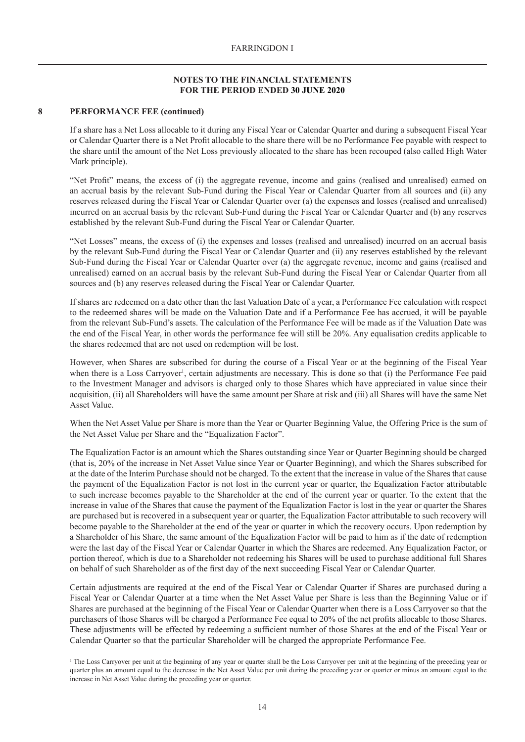## 8 PERFORMANCE FEE (continued)

If a share has a Net Loss allocable to it during any Fiscal Year or Calendar Quarter and during a subsequent Fiscal Year or Calendar Quarter there is a Net Profit allocable to the share there will be no Performance Fee payable with respect to the share until the amount of the Net Loss previously allocated to the share has been recouped (also called High Water Mark principle).

"Net Profit" means, the excess of (i) the aggregate revenue, income and gains (realised and unrealised) earned on an accrual basis by the relevant Sub-Fund during the Fiscal Year or Calendar Quarter from all sources and (ii) any reserves released during the Fiscal Year or Calendar Quarter over (a) the expenses and losses (realised and unrealised) incurred on an accrual basis by the relevant Sub-Fund during the Fiscal Year or Calendar Quarter and (b) any reserves established by the relevant Sub-Fund during the Fiscal Year or Calendar Quarter.

"Net Losses" means, the excess of (i) the expenses and losses (realised and unrealised) incurred on an accrual basis by the relevant Sub-Fund during the Fiscal Year or Calendar Quarter and (ii) any reserves established by the relevant Sub-Fund during the Fiscal Year or Calendar Quarter over (a) the aggregate revenue, income and gains (realised and unrealised) earned on an accrual basis by the relevant Sub-Fund during the Fiscal Year or Calendar Quarter from all sources and (b) any reserves released during the Fiscal Year or Calendar Quarter.

If shares are redeemed on a date other than the last Valuation Date of a year, a Performance Fee calculation with respect to the redeemed shares will be made on the Valuation Date and if a Performance Fee has accrued, it will be payable from the relevant Sub-Fund's assets. The calculation of the Performance Fee will be made as if the Valuation Date was the end of the Fiscal Year, in other words the performance fee will still be 20%. Any equalisation credits applicable to the shares redeemed that are not used on redemption will be lost.

However, when Shares are subscribed for during the course of a Fiscal Year or at the beginning of the Fiscal Year when there is a Loss Carryover[1], certain adjustments are necessary. This is done so that (i) the Performance Fee paid to the Investment Manager and advisors is charged only to those Shares which have appreciated in value since their acquisition, (ii) all Shareholders will have the same amount per Share at risk and (iii) all Shares will have the same Net Asset Value.

When the Net Asset Value per Share is more than the Year or Quarter Beginning Value, the Offering Price is the sum of the Net Asset Value per Share and the "Equalization Factor".

The Equalization Factor is an amount which the Shares outstanding since Year or Quarter Beginning should be charged (that is, 20% of the increase in Net Asset Value since Year or Quarter Beginning), and which the Shares subscribed for at the date of the Interim Purchase should not be charged. To the extent that the increase in value of the Shares that cause the payment of the Equalization Factor is not lost in the current year or quarter, the Equalization Factor attributable to such increase becomes payable to the Shareholder at the end of the current year or quarter. To the extent that the increase in value of the Shares that cause the payment of the Equalization Factor is lost in the year or quarter the Shares are purchased but is recovered in a subsequent year or quarter, the Equalization Factor attributable to such recovery will become payable to the Shareholder at the end of the year or quarter in which the recovery occurs. Upon redemption by a Shareholder of his Share, the same amount of the Equalization Factor will be paid to him as if the date of redemption were the last day of the Fiscal Year or Calendar Quarter in which the Shares are redeemed. Any Equalization Factor, or portion thereof, which is due to a Shareholder not redeeming his Shares will be used to purchase additional full Shares on behalf of such Shareholder as of the first day of the next succeeding Fiscal Year or Calendar Quarter.

Certain adjustments are required at the end of the Fiscal Year or Calendar Quarter if Shares are purchased during a Fiscal Year or Calendar Quarter at a time when the Net Asset Value per Share is less than the Beginning Value or if Shares are purchased at the beginning of the Fiscal Year or Calendar Quarter when there is a Loss Carryover so that the purchasers of those Shares will be charged a Performance Fee equal to 20% of the net profits allocable to those Shares. These adjustments will be effected by redeeming a sufficient number of those Shares at the end of the Fiscal Year or Calendar Quarter so that the particular Shareholder will be charged the appropriate Performance Fee.

[1] The Loss Carryover per unit at the beginning of any year or quarter shall be the Loss Carryover per unit at the beginning of the preceding year or quarter plus an amount equal to the decrease in the Net Asset Value per unit during the preceding year or quarter or minus an amount equal to the increase in Net Asset Value during the preceding year or quarter.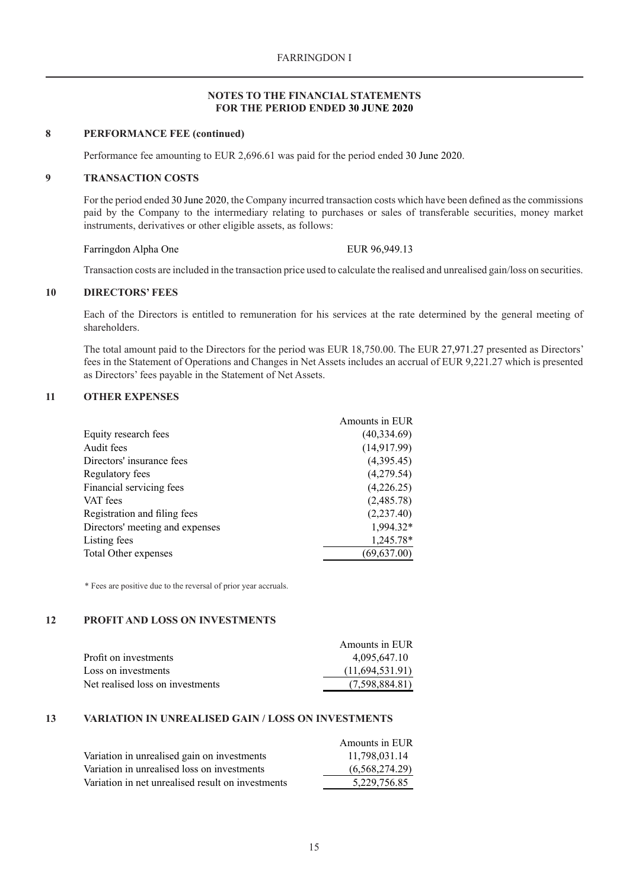## NOTES TO THE FINANCIAL STATEMENTS FOR THE PERIOD ENDED 30 JUNE 2020

### 8 PERFORMANCE FEE (continued)

Performance fee amounting to EUR 2,696.61 was paid for the period ended 30 June 2020.

### 9 TRANSACTION COSTS

For the period ended 30 June 2020, the Company incurred transaction costs which have been defined as the commissions paid by the Company to the intermediary relating to purchases or sales of transferable securities, money market instruments, derivatives or other eligible assets, as follows:

| | |
|---|---|
| Farringdon Alpha One | EUR 96,949.13 |

Transaction costs are included in the transaction price used to calculate the realised and unrealised gain/loss on securities.

### 10 DIRECTORS' FEES

Each of the Directors is entitled to remuneration for his services at the rate determined by the general meeting of shareholders.

The total amount paid to the Directors for the period was EUR 18,750.00. The EUR 27,971.27 presented as Directors' fees in the Statement of Operations and Changes in Net Assets includes an accrual of EUR 9,221.27 which is presented as Directors' fees payable in the Statement of Net Assets.

### 11 OTHER EXPENSES

| | Amounts in EUR |
|---|---|
| Equity research fees | (40,334.69) |
| Audit fees | (14,917.99) |
| Directors' insurance fees | (4,395.45) |
| Regulatory fees | (4,279.54) |
| Financial servicing fees | (4,226.25) |
| VAT fees | (2,485.78) |
| Registration and filing fees | (2,237.40) |
| Directors' meeting and expenses | 1,994.32* |
| Listing fees | 1,245.78* |
| Total Other expenses | (69,637.00) |

\* Fees are positive due to the reversal of prior year accruals.

### 12 PROFIT AND LOSS ON INVESTMENTS

| | Amounts in EUR |
|---|---|
| Profit on investments | 4,095,647.10 |
| Loss on investments | (11,694,531.91) |
| Net realised loss on investments | (7,598,884.81) |

### 13 VARIATION IN UNREALISED GAIN / LOSS ON INVESTMENTS

| | Amounts in EUR |
|---|---|
| Variation in unrealised gain on investments | 11,798,031.14 |
| Variation in unrealised loss on investments | (6,568,274.29) |
| Variation in net unrealised result on investments | 5,229,756.85 |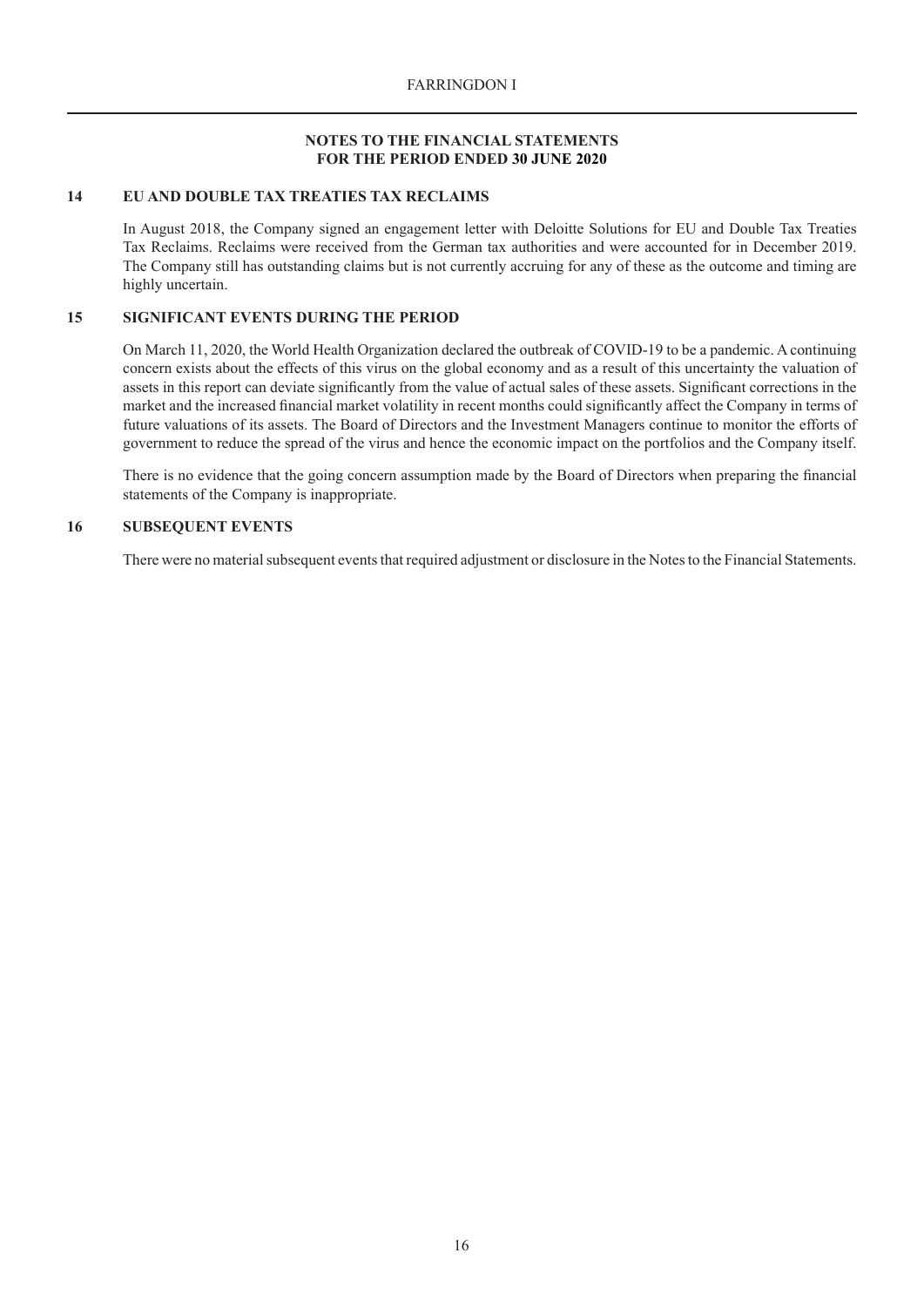## NOTES TO THE FINANCIAL STATEMENTS FOR THE PERIOD ENDED 30 JUNE 2020

### 14 EU AND DOUBLE TAX TREATIES TAX RECLAIMS

In August 2018, the Company signed an engagement letter with Deloitte Solutions for EU and Double Tax Treaties Tax Reclaims. Reclaims were received from the German tax authorities and were accounted for in December 2019. The Company still has outstanding claims but is not currently accruing for any of these as the outcome and timing are highly uncertain.

### 15 SIGNIFICANT EVENTS DURING THE PERIOD

On March 11, 2020, the World Health Organization declared the outbreak of COVID-19 to be a pandemic. A continuing concern exists about the effects of this virus on the global economy and as a result of this uncertainty the valuation of assets in this report can deviate significantly from the value of actual sales of these assets. Significant corrections in the market and the increased financial market volatility in recent months could significantly affect the Company in terms of future valuations of its assets. The Board of Directors and the Investment Managers continue to monitor the efforts of government to reduce the spread of the virus and hence the economic impact on the portfolios and the Company itself.

There is no evidence that the going concern assumption made by the Board of Directors when preparing the financial statements of the Company is inappropriate.

### 16 SUBSEQUENT EVENTS

There were no material subsequent events that required adjustment or disclosure in the Notes to the Financial Statements.